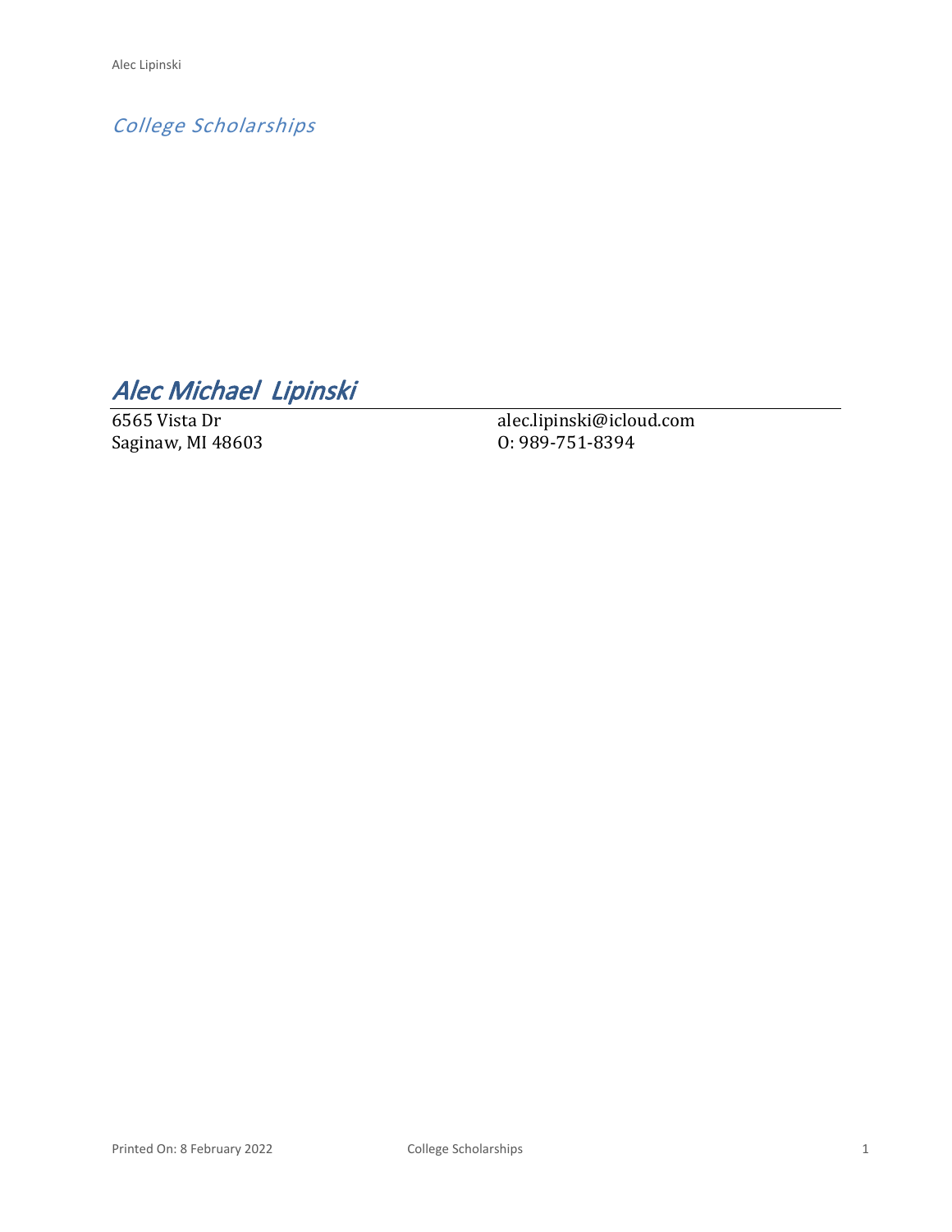*College Scholarships*

# *Alec Michael Lipinski*

6565 Vista Dr
Saginaw, MI 48603

alec.lipinski@icloud.com
O: 989-751-8394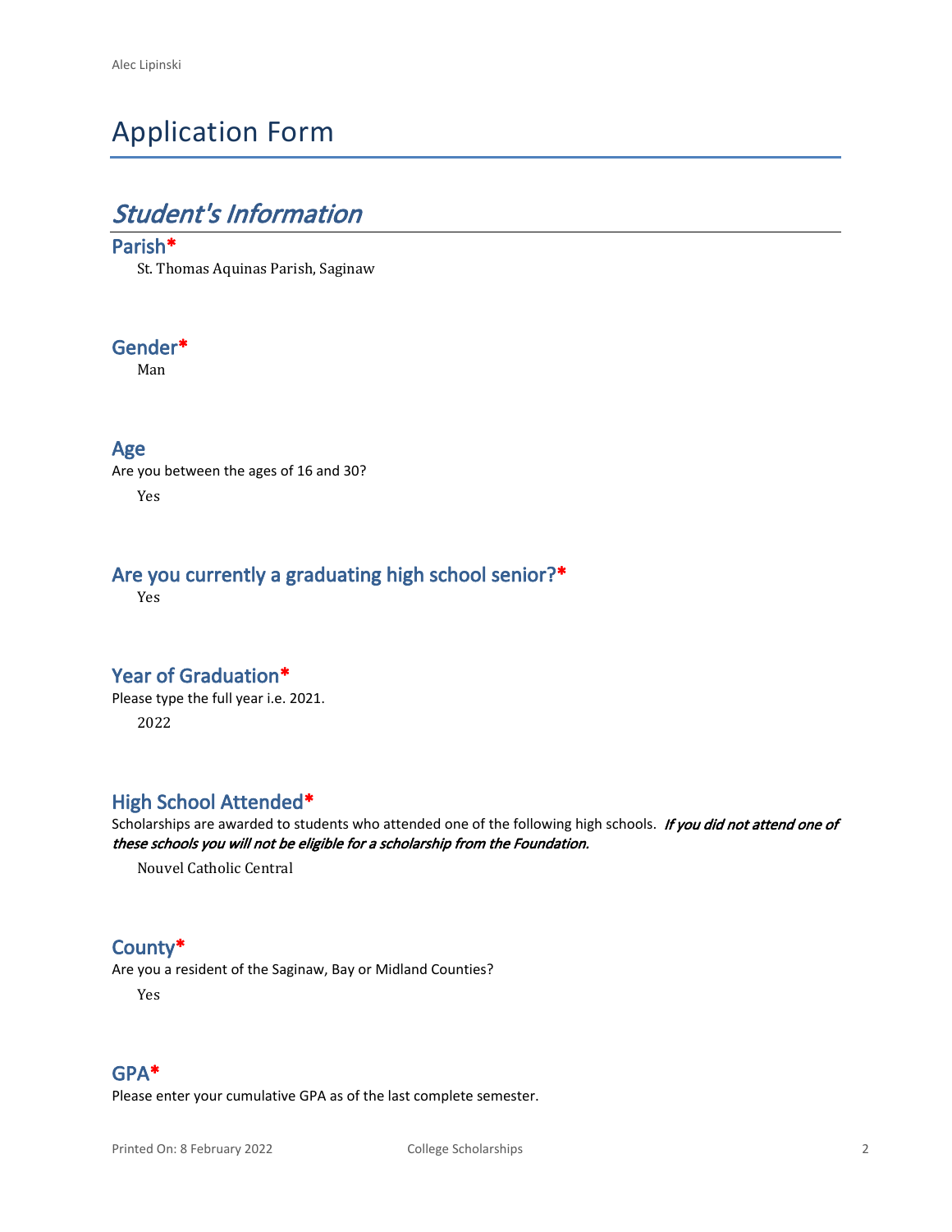# Application Form

## *Student's Information*

### Parish*

St. Thomas Aquinas Parish, Saginaw

### Gender*

Man

### Age

Are you between the ages of 16 and 30?

Yes

### Are you currently a graduating high school senior?*

Yes

### Year of Graduation*

Please type the full year i.e. 2021.

2022

### High School Attended*

Scholarships are awarded to students who attended one of the following high schools. ***If you did not attend one of these schools you will not be eligible for a scholarship from the Foundation.***

Nouvel Catholic Central

### County*

Are you a resident of the Saginaw, Bay or Midland Counties?

Yes

### GPA*

Please enter your cumulative GPA as of the last complete semester.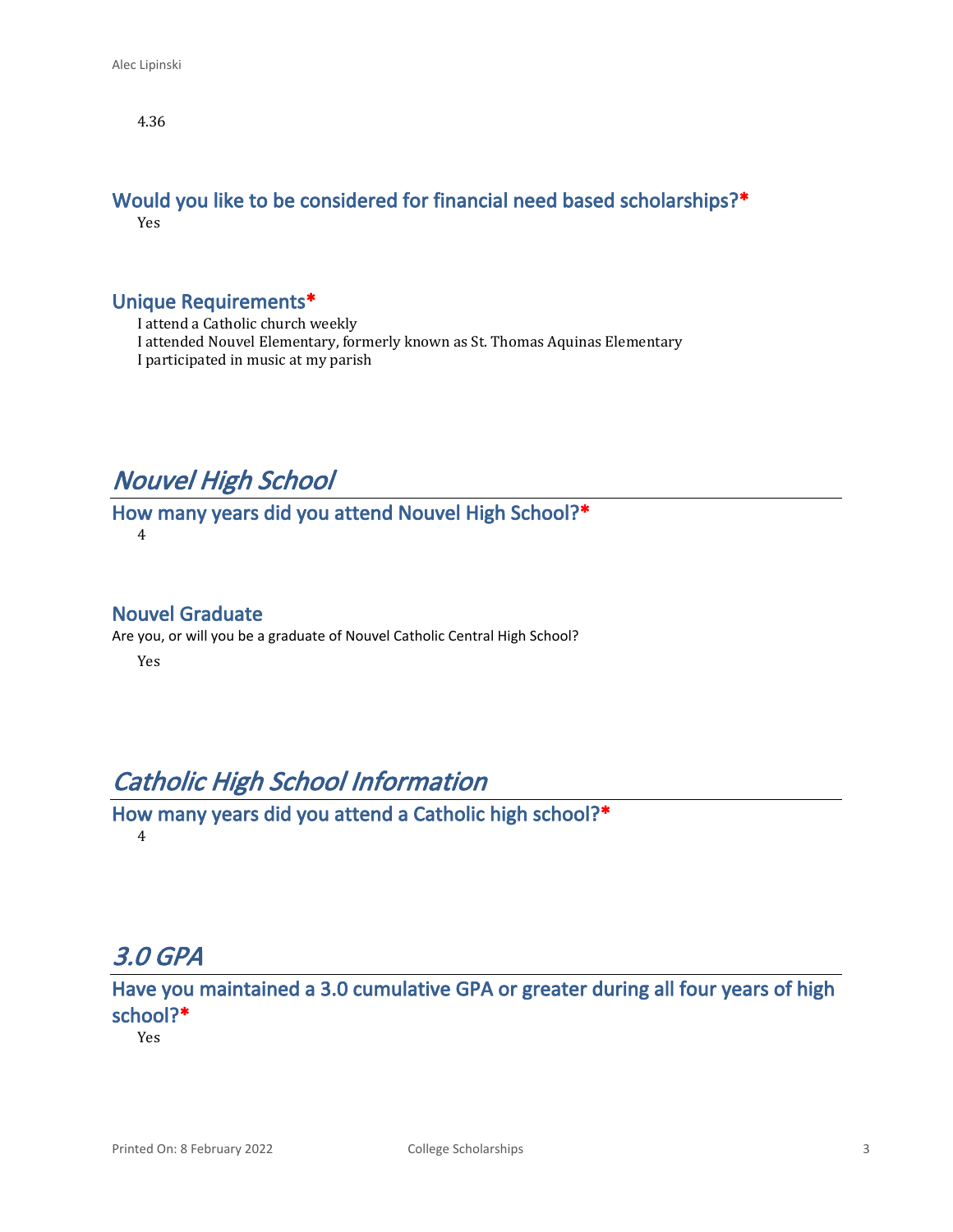4.36

### Would you like to be considered for financial need based scholarships?*

Yes

### Unique Requirements*

I attend a Catholic church weekly
I attended Nouvel Elementary, formerly known as St. Thomas Aquinas Elementary
I participated in music at my parish

## *Nouvel High School*

### How many years did you attend Nouvel High School?*

4

### Nouvel Graduate

Are you, or will you be a graduate of Nouvel Catholic Central High School?

Yes

## *Catholic High School Information*

### How many years did you attend a Catholic high school?*

4

## *3.0 GPA*

### Have you maintained a 3.0 cumulative GPA or greater during all four years of high school?*

Yes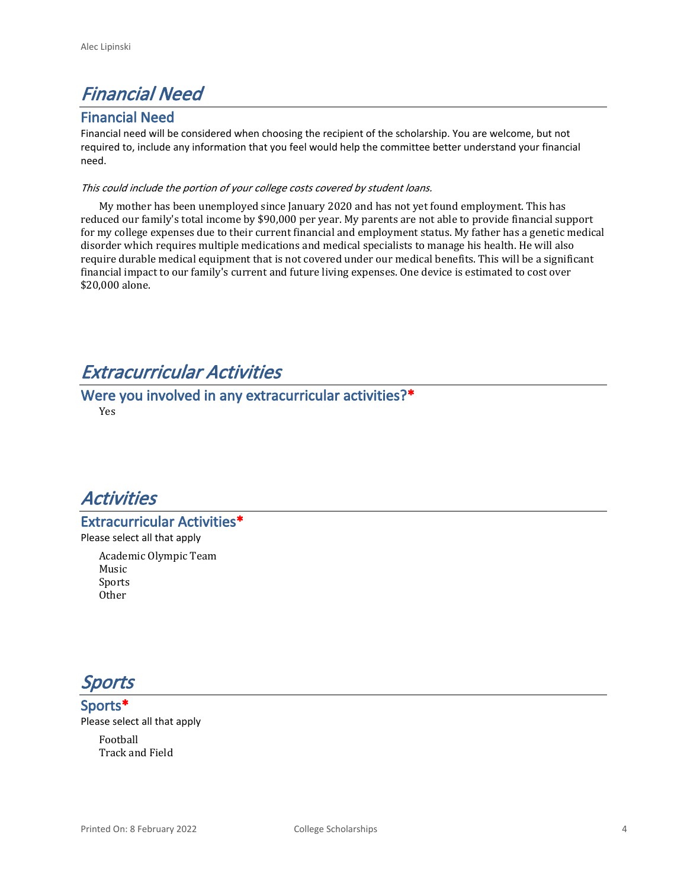# *Financial Need*

## Financial Need

Financial need will be considered when choosing the recipient of the scholarship. You are welcome, but not required to, include any information that you feel would help the committee better understand your financial need.

*This could include the portion of your college costs covered by student loans.*

My mother has been unemployed since January 2020 and has not yet found employment. This has reduced our family's total income by $90,000 per year. My parents are not able to provide financial support for my college expenses due to their current financial and employment status. My father has a genetic medical disorder which requires multiple medications and medical specialists to manage his health. He will also require durable medical equipment that is not covered under our medical benefits. This will be a significant financial impact to our family's current and future living expenses. One device is estimated to cost over $20,000 alone.

# *Extracurricular Activities*

## Were you involved in any extracurricular activities?*

Yes

# *Activities*

## Extracurricular Activities*

Please select all that apply

Academic Olympic Team
Music
Sports
Other

# *Sports*

## Sports*

Please select all that apply

Football
Track and Field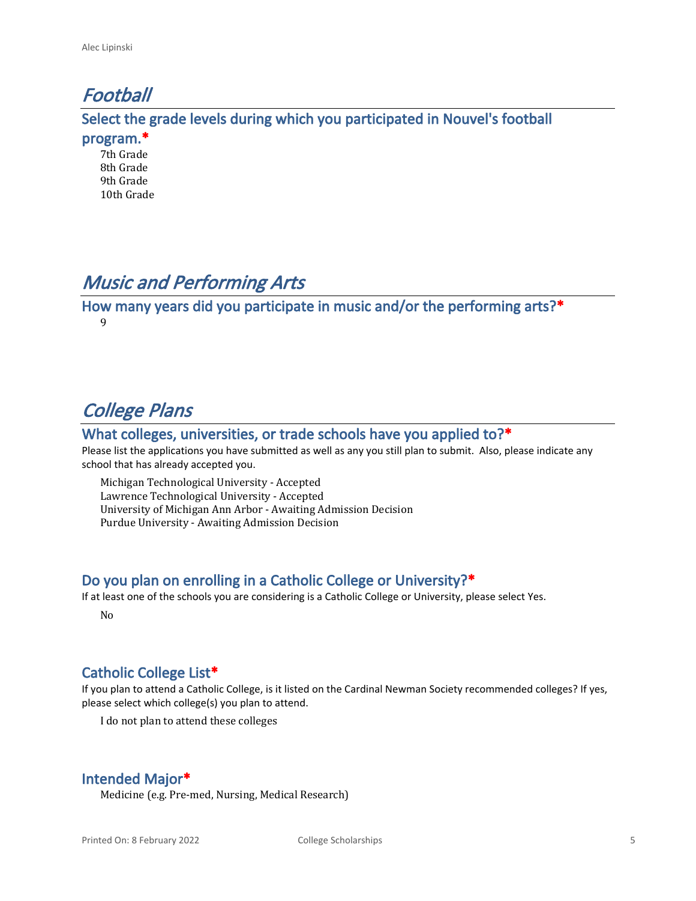# *Football*

## Select the grade levels during which you participated in Nouvel's football program.*

7th Grade
8th Grade
9th Grade
10th Grade

# *Music and Performing Arts*

## How many years did you participate in music and/or the performing arts?*

9

# *College Plans*

## What colleges, universities, or trade schools have you applied to?*

Please list the applications you have submitted as well as any you still plan to submit. Also, please indicate any school that has already accepted you.

Michigan Technological University - Accepted
Lawrence Technological University - Accepted
University of Michigan Ann Arbor - Awaiting Admission Decision
Purdue University - Awaiting Admission Decision

## Do you plan on enrolling in a Catholic College or University?*

If at least one of the schools you are considering is a Catholic College or University, please select Yes.

No

## Catholic College List*

If you plan to attend a Catholic College, is it listed on the Cardinal Newman Society recommended colleges? If yes, please select which college(s) you plan to attend.

I do not plan to attend these colleges

## Intended Major*

Medicine (e.g. Pre-med, Nursing, Medical Research)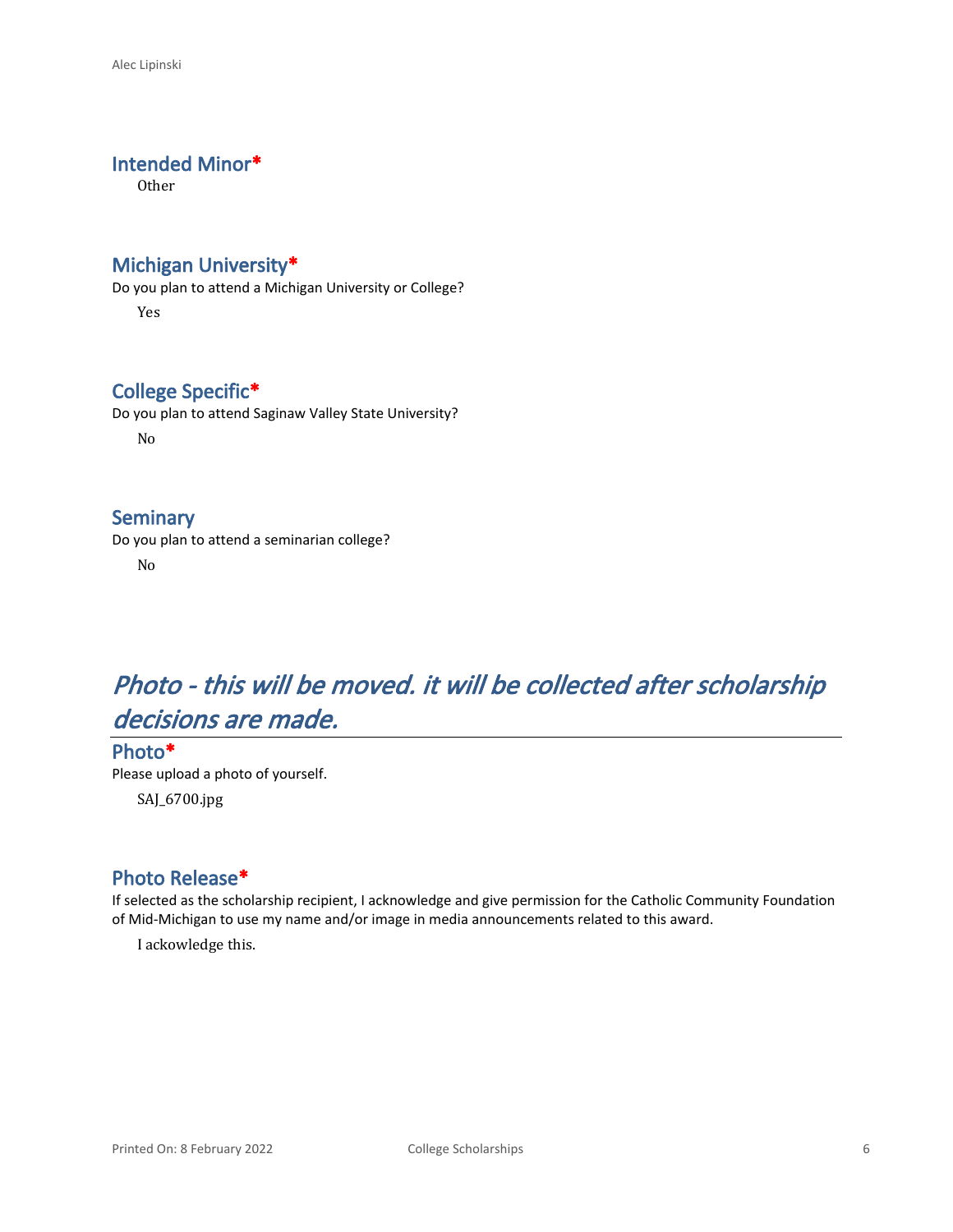### Intended Minor*

Other

### Michigan University*

Do you plan to attend a Michigan University or College?

Yes

### College Specific*

Do you plan to attend Saginaw Valley State University?

No

### Seminary

Do you plan to attend a seminarian college?

No

## *Photo - this will be moved. it will be collected after scholarship decisions are made.*

### Photo*

Please upload a photo of yourself.

SAJ_6700.jpg

### Photo Release*

If selected as the scholarship recipient, I acknowledge and give permission for the Catholic Community Foundation of Mid-Michigan to use my name and/or image in media announcements related to this award.

I ackowledge this.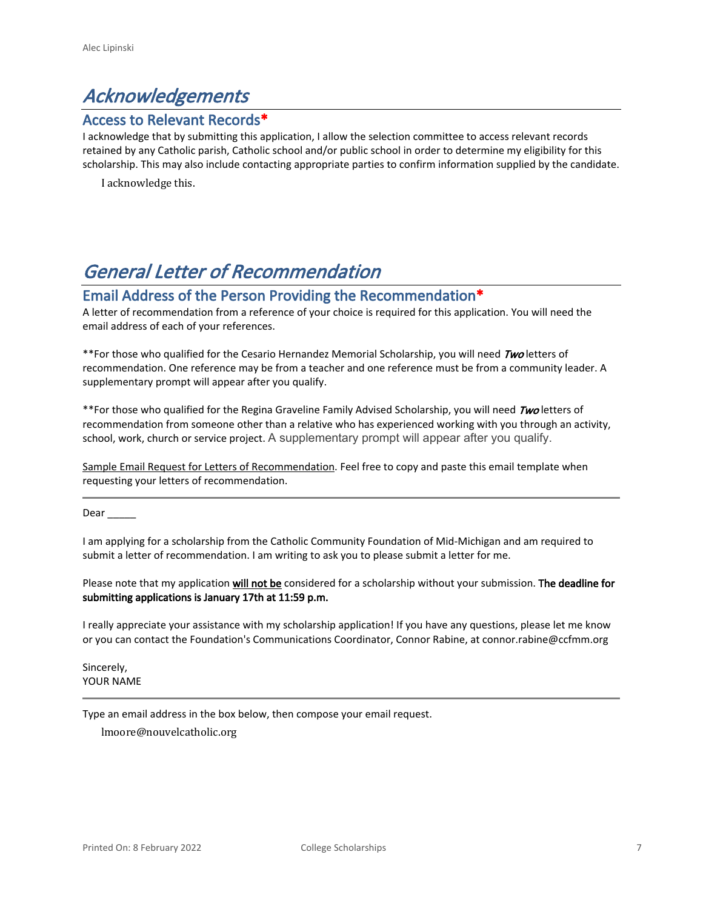# *Acknowledgements*

## Access to Relevant Records*

I acknowledge that by submitting this application, I allow the selection committee to access relevant records retained by any Catholic parish, Catholic school and/or public school in order to determine my eligibility for this scholarship. This may also include contacting appropriate parties to confirm information supplied by the candidate.

I acknowledge this.

# *General Letter of Recommendation*

## Email Address of the Person Providing the Recommendation*

A letter of recommendation from a reference of your choice is required for this application. You will need the email address of each of your references.

**For those who qualified for the Cesario Hernandez Memorial Scholarship, you will need ***Two*** letters of recommendation. One reference may be from a teacher and one reference must be from a community leader. A supplementary prompt will appear after you qualify.

**For those who qualified for the Regina Graveline Family Advised Scholarship, you will need ***Two*** letters of recommendation from someone other than a relative who has experienced working with you through an activity, school, work, church or service project. A supplementary prompt will appear after you qualify.

<u>Sample Email Request for Letters of Recommendation</u>. Feel free to copy and paste this email template when requesting your letters of recommendation.

---

Dear _____

I am applying for a scholarship from the Catholic Community Foundation of Mid-Michigan and am required to submit a letter of recommendation. I am writing to ask you to please submit a letter for me.

Please note that my application <u>**will not be**</u> considered for a scholarship without your submission. **The deadline for submitting applications is January 17th at 11:59 p.m.**

I really appreciate your assistance with my scholarship application! If you have any questions, please let me know or you can contact the Foundation's Communications Coordinator, Connor Rabine, at connor.rabine@ccfmm.org

Sincerely,
YOUR NAME

---

Type an email address in the box below, then compose your email request.

lmoore@nouvelcatholic.org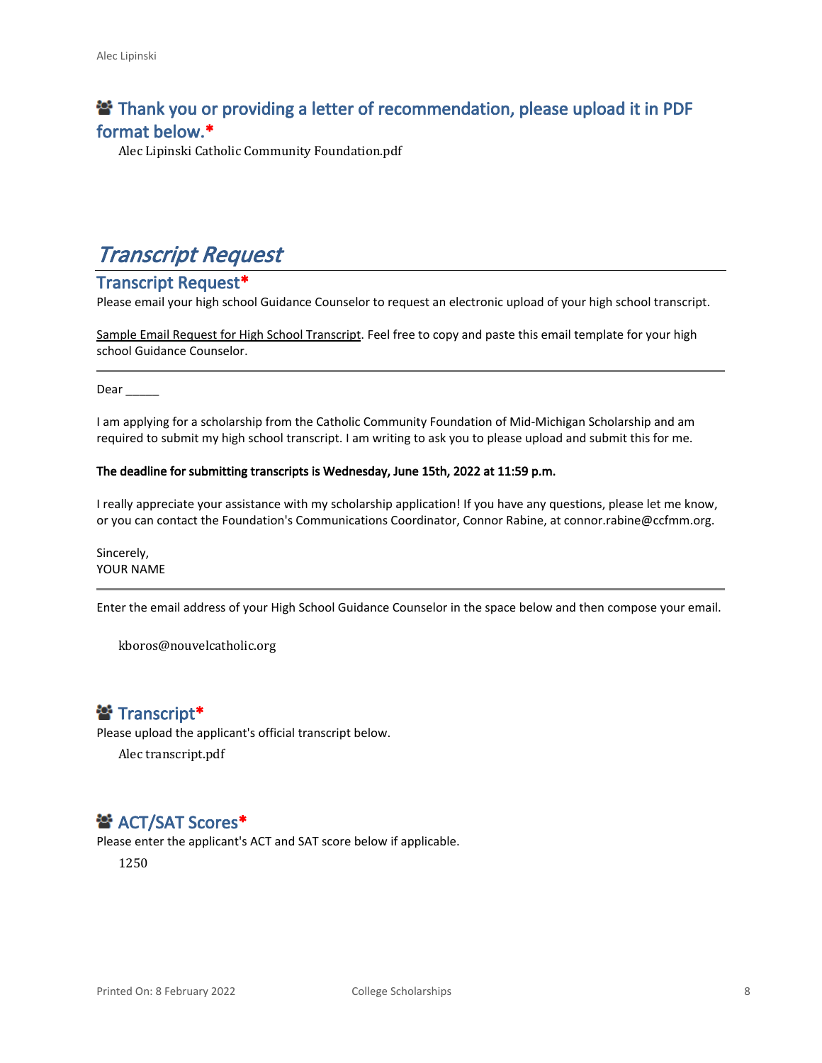## Thank you or providing a letter of recommendation, please upload it in PDF format below.*

Alec Lipinski Catholic Community Foundation.pdf

# *Transcript Request*

## Transcript Request*

Please email your high school Guidance Counselor to request an electronic upload of your high school transcript.

Sample Email Request for High School Transcript. Feel free to copy and paste this email template for your high school Guidance Counselor.

---

Dear _____

I am applying for a scholarship from the Catholic Community Foundation of Mid-Michigan Scholarship and am required to submit my high school transcript. I am writing to ask you to please upload and submit this for me.

**The deadline for submitting transcripts is Wednesday, June 15th, 2022 at 11:59 p.m.**

I really appreciate your assistance with my scholarship application! If you have any questions, please let me know, or you can contact the Foundation's Communications Coordinator, Connor Rabine, at connor.rabine@ccfmm.org.

Sincerely,
YOUR NAME

---

Enter the email address of your High School Guidance Counselor in the space below and then compose your email.

kboros@nouvelcatholic.org

## Transcript*

Please upload the applicant's official transcript below.

Alec transcript.pdf

## ACT/SAT Scores*

Please enter the applicant's ACT and SAT score below if applicable.

1250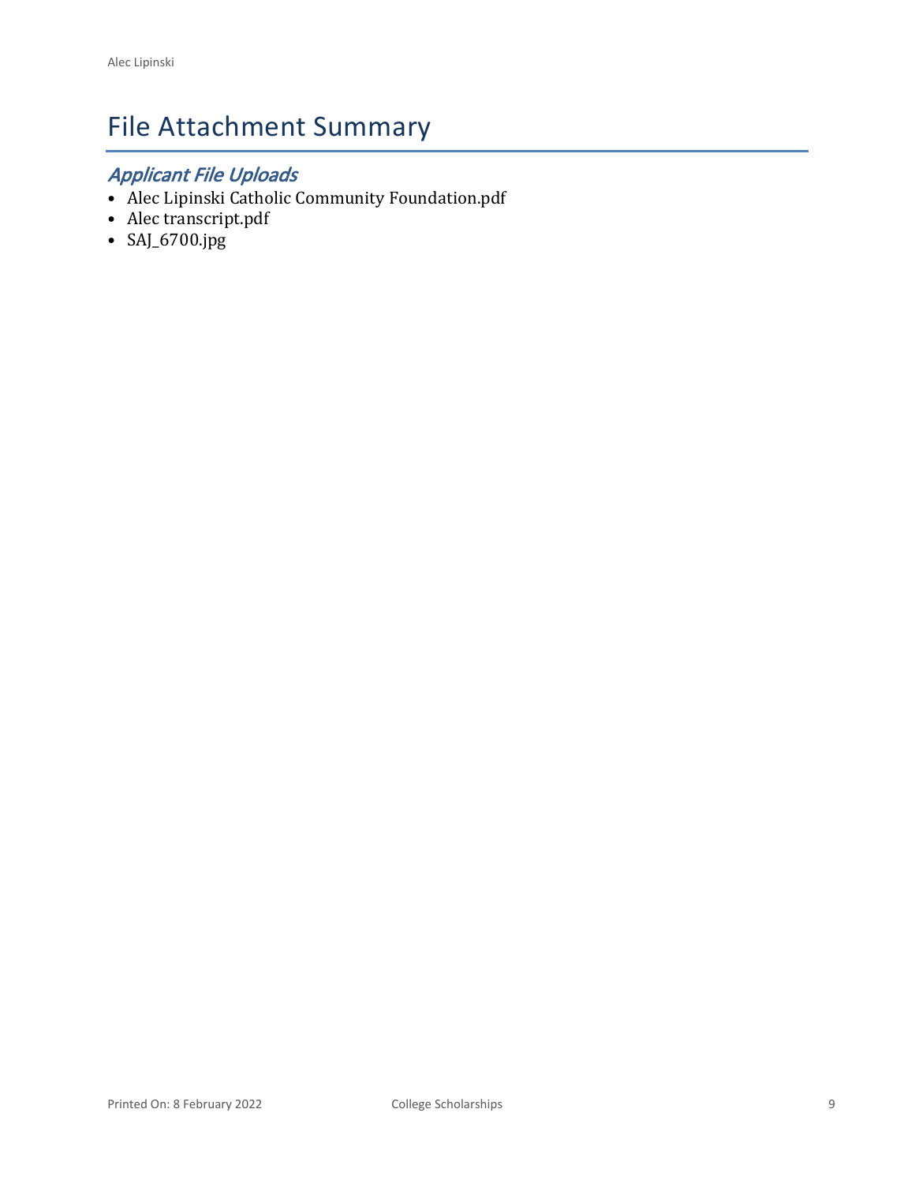# File Attachment Summary

## *Applicant File Uploads*

- Alec Lipinski Catholic Community Foundation.pdf
- Alec transcript.pdf
- SAJ_6700.jpg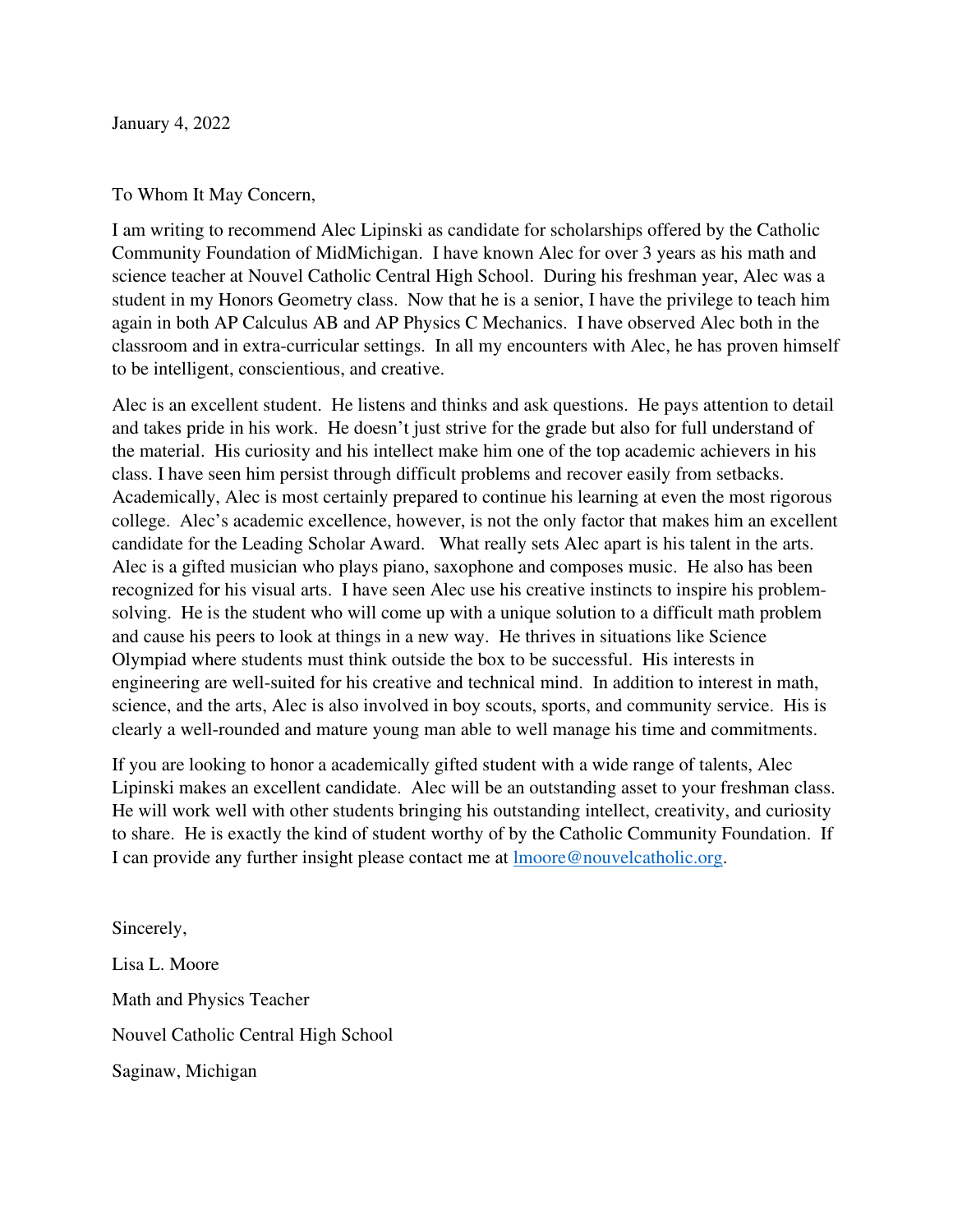January 4, 2022

To Whom It May Concern,

I am writing to recommend Alec Lipinski as candidate for scholarships offered by the Catholic Community Foundation of MidMichigan. I have known Alec for over 3 years as his math and science teacher at Nouvel Catholic Central High School. During his freshman year, Alec was a student in my Honors Geometry class. Now that he is a senior, I have the privilege to teach him again in both AP Calculus AB and AP Physics C Mechanics. I have observed Alec both in the classroom and in extra-curricular settings. In all my encounters with Alec, he has proven himself to be intelligent, conscientious, and creative.

Alec is an excellent student. He listens and thinks and ask questions. He pays attention to detail and takes pride in his work. He doesn't just strive for the grade but also for full understand of the material. His curiosity and his intellect make him one of the top academic achievers in his class. I have seen him persist through difficult problems and recover easily from setbacks. Academically, Alec is most certainly prepared to continue his learning at even the most rigorous college. Alec's academic excellence, however, is not the only factor that makes him an excellent candidate for the Leading Scholar Award. What really sets Alec apart is his talent in the arts. Alec is a gifted musician who plays piano, saxophone and composes music. He also has been recognized for his visual arts. I have seen Alec use his creative instincts to inspire his problem-solving. He is the student who will come up with a unique solution to a difficult math problem and cause his peers to look at things in a new way. He thrives in situations like Science Olympiad where students must think outside the box to be successful. His interests in engineering are well-suited for his creative and technical mind. In addition to interest in math, science, and the arts, Alec is also involved in boy scouts, sports, and community service. His is clearly a well-rounded and mature young man able to well manage his time and commitments.

If you are looking to honor a academically gifted student with a wide range of talents, Alec Lipinski makes an excellent candidate. Alec will be an outstanding asset to your freshman class. He will work well with other students bringing his outstanding intellect, creativity, and curiosity to share. He is exactly the kind of student worthy of by the Catholic Community Foundation. If I can provide any further insight please contact me at lmoore@nouvelcatholic.org.

Sincerely,

Lisa L. Moore

Math and Physics Teacher

Nouvel Catholic Central High School

Saginaw, Michigan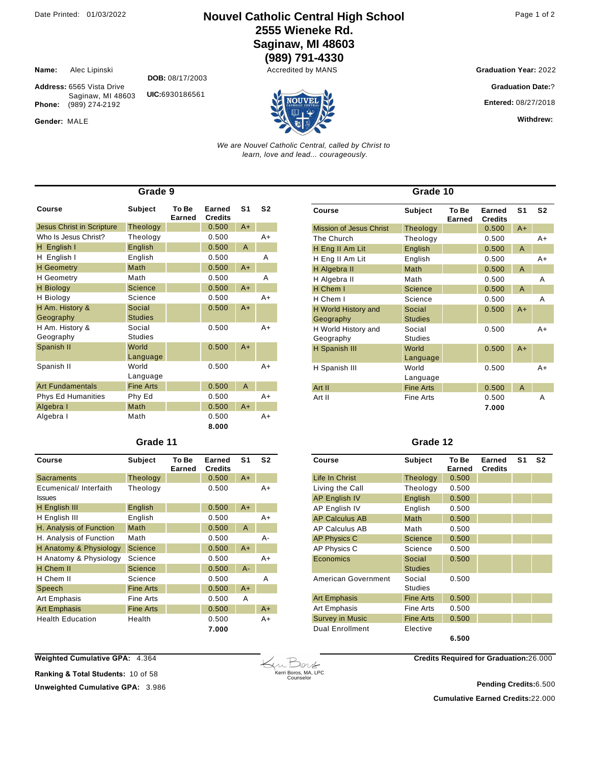# Nouvel Catholic Central High School

**2555 Wieneke Rd.**
**Saginaw, MI 48603**
**(989) 791-4330**

Accredited by MANS

Date Printed: 01/03/2022

**Name:** Alec Lipinski
**DOB:** 08/17/2003
**Address:** 6565 Vista Drive, Saginaw, MI 48603
**UIC:** 6930186561
**Phone:** (989) 274-2192
**Gender:** MALE

**Graduation Year:** 2022
**Graduation Date:** ?
**Entered:** 08/27/2018
**Withdrew:**

*We are Nouvel Catholic Central, called by Christ to learn, love and lead... courageously.*

## Grade 9

| Course | Subject | To Be Earned | Earned Credits | S1 | S2 |
|---|---|---|---|---|---|
| Jesus Christ in Scripture | Theology | | 0.500 | A+ | |
| Who Is Jesus Christ? | Theology | | 0.500 | | A+ |
| H English I | English | | 0.500 | A | |
| H English I | English | | 0.500 | | A |
| H Geometry | Math | | 0.500 | A+ | |
| H Geometry | Math | | 0.500 | | A |
| H Biology | Science | | 0.500 | A+ | |
| H Biology | Science | | 0.500 | | A+ |
| H Am. History & Geography | Social Studies | | 0.500 | A+ | |
| H Am. History & Geography | Social Studies | | 0.500 | | A+ |
| Spanish II | World Language | | 0.500 | A+ | |
| Spanish II | World Language | | 0.500 | | A+ |
| Art Fundamentals | Fine Arts | | 0.500 | A | |
| Phys Ed Humanities | Phy Ed | | 0.500 | | A+ |
| Algebra I | Math | | 0.500 | A+ | |
| Algebra I | Math | | 0.500 | | A+ |
| | | | **8.000** | | |

## Grade 10

| Course | Subject | To Be Earned | Earned Credits | S1 | S2 |
|---|---|---|---|---|---|
| Mission of Jesus Christ | Theology | | 0.500 | A+ | |
| The Church | Theology | | 0.500 | | A+ |
| H Eng II Am Lit | English | | 0.500 | A | |
| H Eng II Am Lit | English | | 0.500 | | A+ |
| H Algebra II | Math | | 0.500 | A | |
| H Algebra II | Math | | 0.500 | | A |
| H Chem I | Science | | 0.500 | A | |
| H Chem I | Science | | 0.500 | | A |
| H World History and Geography | Social Studies | | 0.500 | A+ | |
| H World History and Geography | Social Studies | | 0.500 | | A+ |
| H Spanish III | World Language | | 0.500 | A+ | |
| H Spanish III | World Language | | 0.500 | | A+ |
| Art II | Fine Arts | | 0.500 | A | |
| Art II | Fine Arts | | 0.500 | | A |
| | | | **7.000** | | |

## Grade 11

| Course | Subject | To Be Earned | Earned Credits | S1 | S2 |
|---|---|---|---|---|---|
| Sacraments | Theology | | 0.500 | A+ | |
| Ecumenical/ Interfaith Issues | Theology | | 0.500 | | A+ |
| H English III | English | | 0.500 | A+ | |
| H English III | English | | 0.500 | | A+ |
| H. Analysis of Function | Math | | 0.500 | A | |
| H. Analysis of Function | Math | | 0.500 | | A- |
| H Anatomy & Physiology | Science | | 0.500 | A+ | |
| H Anatomy & Physiology | Science | | 0.500 | | A+ |
| H Chem II | Science | | 0.500 | A- | |
| H Chem II | Science | | 0.500 | | A |
| Speech | Fine Arts | | 0.500 | A+ | |
| Art Emphasis | Fine Arts | | 0.500 | A | |
| Art Emphasis | Fine Arts | | 0.500 | | A+ |
| Health Education | Health | | 0.500 | | A+ |
| | | | **7.000** | | |

## Grade 12

| Course | Subject | To Be Earned | Earned Credits | S1 | S2 |
|---|---|---|---|---|---|
| Life In Christ | Theology | 0.500 | | | |
| Living the Call | Theology | 0.500 | | | |
| AP English IV | English | 0.500 | | | |
| AP English IV | English | 0.500 | | | |
| AP Calculus AB | Math | 0.500 | | | |
| AP Calculus AB | Math | 0.500 | | | |
| AP Physics C | Science | 0.500 | | | |
| AP Physics C | Science | 0.500 | | | |
| Economics | Social Studies | 0.500 | | | |
| American Government | Social Studies | 0.500 | | | |
| Art Emphasis | Fine Arts | 0.500 | | | |
| Art Emphasis | Fine Arts | 0.500 | | | |
| Survey in Music | Fine Arts | 0.500 | | | |
| Dual Enrollment | Elective | | | | |
| | | **6.500** | | | |

**Weighted Cumulative GPA:** 4.364

**Ranking & Total Students:** 10 of 58

**Unweighted Cumulative GPA:** 3.986

Kerri Boros, MA, LPC
Counselor

**Credits Required for Graduation:** 26.000

**Pending Credits:** 6.500

**Cumulative Earned Credits:** 22.000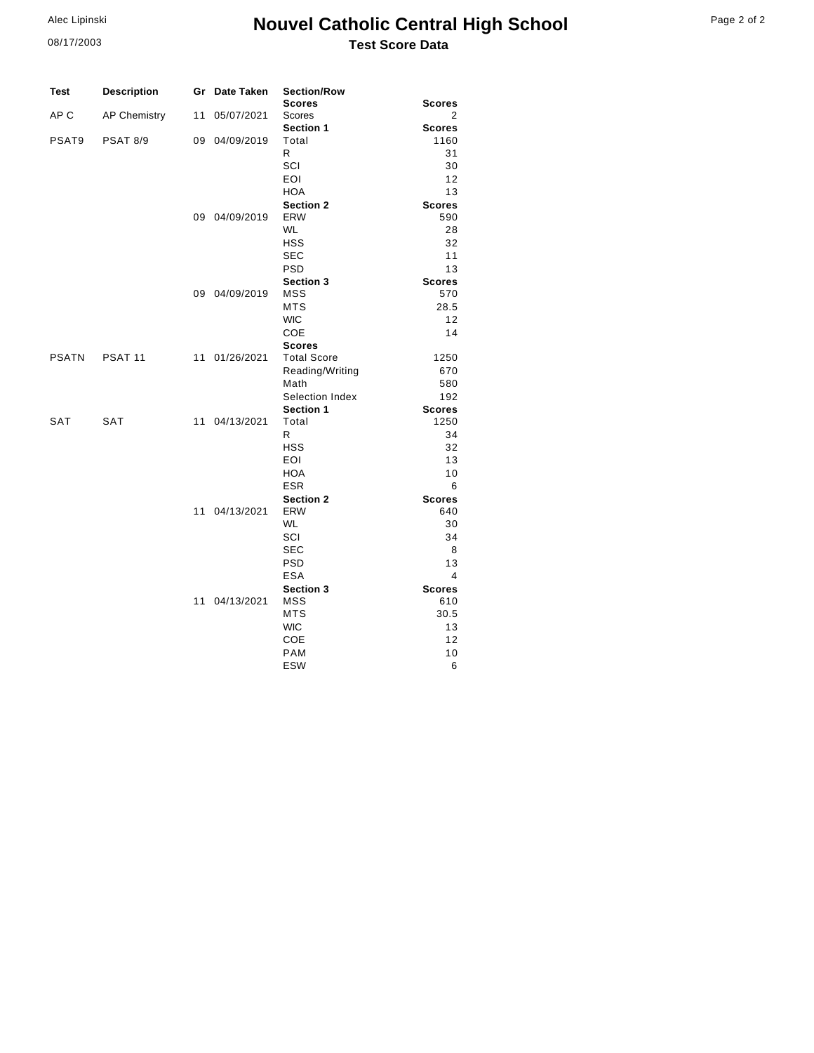# Nouvel Catholic Central High School

**Test Score Data**

| Test | Description | Gr | Date Taken | Section/Row | Scores |
|---|---|---|---|---|---|
| | | | | **Scores** | **Scores** |
| AP C | AP Chemistry | 11 | 05/07/2021 | Scores | 2 |
| | | | | **Section 1** | **Scores** |
| PSAT9 | PSAT 8/9 | 09 | 04/09/2019 | Total | 1160 |
| | | | | R | 31 |
| | | | | SCI | 30 |
| | | | | EOI | 12 |
| | | | | HOA | 13 |
| | | | | **Section 2** | **Scores** |
| | | 09 | 04/09/2019 | ERW | 590 |
| | | | | WL | 28 |
| | | | | HSS | 32 |
| | | | | SEC | 11 |
| | | | | PSD | 13 |
| | | | | **Section 3** | **Scores** |
| | | 09 | 04/09/2019 | MSS | 570 |
| | | | | MTS | 28.5 |
| | | | | WIC | 12 |
| | | | | COE | 14 |
| | | | | **Scores** | |
| PSATN | PSAT 11 | 11 | 01/26/2021 | Total Score | 1250 |
| | | | | Reading/Writing | 670 |
| | | | | Math | 580 |
| | | | | Selection Index | 192 |
| | | | | **Section 1** | **Scores** |
| SAT | SAT | 11 | 04/13/2021 | Total | 1250 |
| | | | | R | 34 |
| | | | | HSS | 32 |
| | | | | EOI | 13 |
| | | | | HOA | 10 |
| | | | | ESR | 6 |
| | | | | **Section 2** | **Scores** |
| | | 11 | 04/13/2021 | ERW | 640 |
| | | | | WL | 30 |
| | | | | SCI | 34 |
| | | | | SEC | 8 |
| | | | | PSD | 13 |
| | | | | ESA | 4 |
| | | | | **Section 3** | **Scores** |
| | | 11 | 04/13/2021 | MSS | 610 |
| | | | | MTS | 30.5 |
| | | | | WIC | 13 |
| | | | | COE | 12 |
| | | | | PAM | 10 |
| | | | | ESW | 6 |